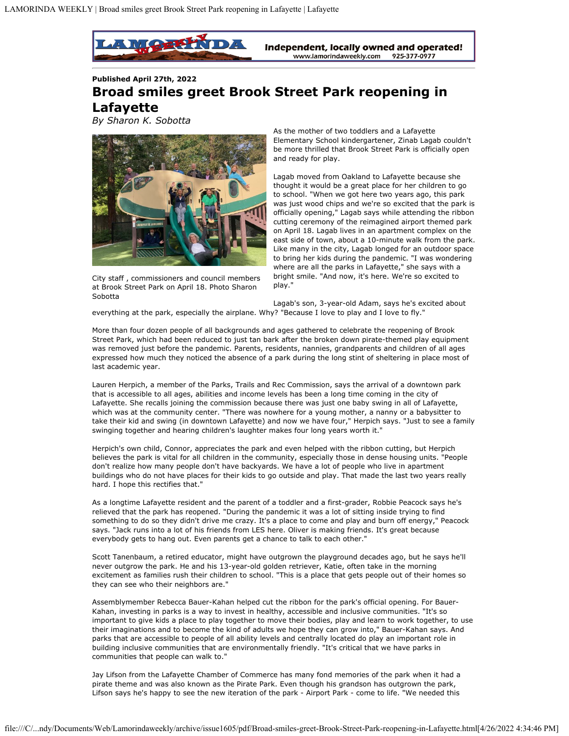Published April 27th, 2022

# Broad smiles greet Brook Street Park reopening in Lafayette

*By Sharon K. Sobotta*

City staff , commissioners and council members at Brook Street Park on April 18. Photo Sharon Sobotta

As the mother of two toddlers and a Lafayette Elementary School kindergartener, Zinab Lagab couldn't be more thrilled that Brook Street Park is officially open and ready for play.

Lagab moved from Oakland to Lafayette because she thought it would be a great place for her children to go to school. "When we got here two years ago, this park was just wood chips and we're so excited that the park is officially opening," Lagab says while attending the ribbon cutting ceremony of the reimagined airport themed park on April 18. Lagab lives in an apartment complex on the east side of town, about a 10-minute walk from the park. Like many in the city, Lagab longed for an outdoor space to bring her kids during the pandemic. "I was wondering where are all the parks in Lafayette," she says with a bright smile. "And now, it's here. We're so excited to play."

Lagab's son, 3-year-old Adam, says he's excited about everything at the park, especially the airplane. Why? "Because I love to play and I love to fly."

More than four dozen people of all backgrounds and ages gathered to celebrate the reopening of Brook Street Park, which had been reduced to just tan bark after the broken down pirate-themed play equipment was removed just before the pandemic. Parents, residents, nannies, grandparents and children of all ages expressed how much they noticed the absence of a park during the long stint of sheltering in place most of last academic year.

Lauren Herpich, a member of the Parks, Trails and Rec Commission, says the arrival of a downtown park that is accessible to all ages, abilities and income levels has been a long time coming in the city of Lafayette. She recalls joining the commission because there was just one baby swing in all of Lafayette, which was at the community center. "There was nowhere for a young mother, a nanny or a babysitter to take their kid and swing (in downtown Lafayette) and now we have four," Herpich says. "Just to see a family swinging together and hearing children's laughter makes four long years worth it."

Herpich's own child, Connor, appreciates the park and even helped with the ribbon cutting, but Herpich believes the park is vital for all children in the community, especially those in dense housing units. "People don't realize how many people don't have backyards. We have a lot of people who live in apartment buildings who do not have places for their kids to go outside and play. That made the last two years really hard. I hope this rectifies that."

As a longtime Lafayette resident and the parent of a toddler and a first-grader, Robbie Peacock says he's relieved that the park has reopened. "During the pandemic it was a lot of sitting inside trying to find something to do so they didn't drive me crazy. It's a place to come and play and burn off energy," Peacock says. "Jack runs into a lot of his friends from LES here. Oliver is making friends. It's great because everybody gets to hang out. Even parents get a chance to talk to each other."

Scott Tanenbaum, a retired educator, might have outgrown the playground decades ago, but he says he'll never outgrow the park. He and his 13-year-old golden retriever, Katie, often take in the morning excitement as families rush their children to school. "This is a place that gets people out of their homes so they can see who their neighbors are."

Assemblymember Rebecca Bauer-Kahan helped cut the ribbon for the park's official opening. For Bauer-Kahan, investing in parks is a way to invest in healthy, accessible and inclusive communities. "It's so important to give kids a place to play together to move their bodies, play and learn to work together, to use their imaginations and to become the kind of adults we hope they can grow into," Bauer-Kahan says. And parks that are accessible to people of all ability levels and centrally located do play an important role in building inclusive communities that are environmentally friendly. "It's critical that we have parks in communities that people can walk to."

Jay Lifson from the Lafayette Chamber of Commerce has many fond memories of the park when it had a pirate theme and was also known as the Pirate Park. Even though his grandson has outgrown the park, Lifson says he's happy to see the new iteration of the park - Airport Park - come to life. "We needed this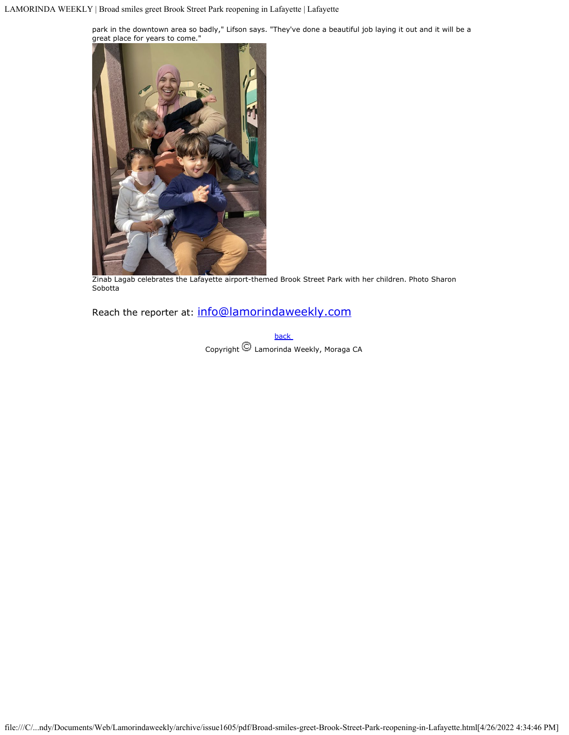park in the downtown area so badly," Lifson says. "They've done a beautiful job laying it out and it will be a great place for years to come."

Zinab Lagab celebrates the Lafayette airport-themed Brook Street Park with her children. Photo Sharon Sobotta

Reach the reporter at: info@lamorindaweekly.com

back

Copyright © Lamorinda Weekly, Moraga CA